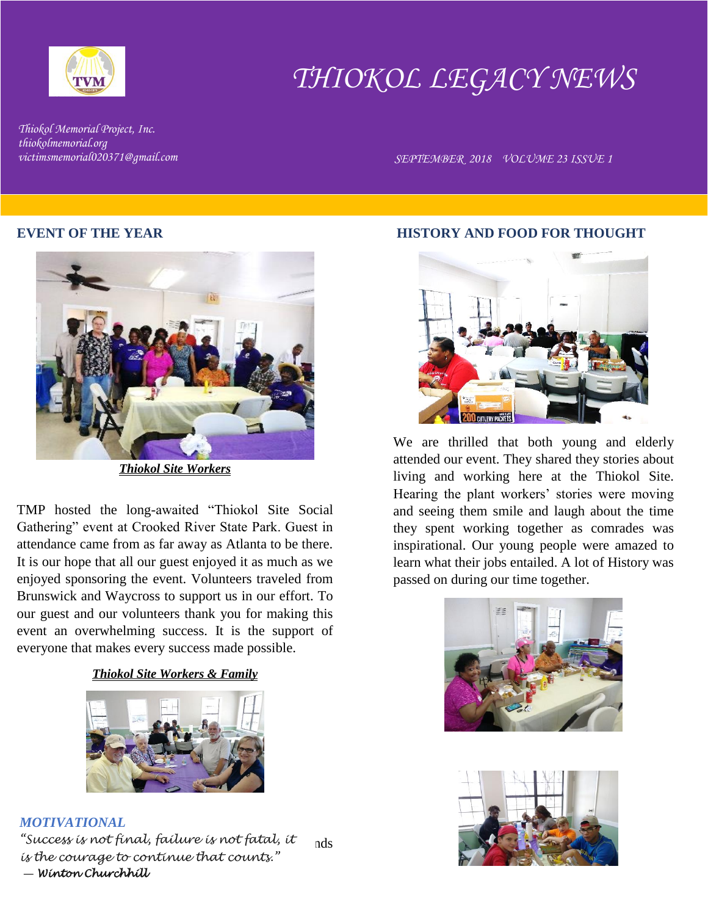# THIOKOL LEGACY NEWS

*Thiokol Memorial Project, Inc.*
*thiokolmemorial.org*
*victimsmemorial020371@gmail.com*

*SEPTEMBER 2018 VOLUME 23 ISSUE 1*

## EVENT OF THE YEAR

***Thiokol Site Workers***

TMP hosted the long-awaited "Thiokol Site Social Gathering" event at Crooked River State Park. Guest in attendance came from as far away as Atlanta to be there. It is our hope that all our guest enjoyed it as much as we enjoyed sponsoring the event. Volunteers traveled from Brunswick and Waycross to support us in our effort. To our guest and our volunteers thank you for making this event an overwhelming success. It is the support of everyone that makes every success made possible.

***Thiokol Site Workers & Family***

## HISTORY AND FOOD FOR THOUGHT

We are thrilled that both young and elderly attended our event. They shared they stories about living and working here at the Thiokol Site. Hearing the plant workers' stories were moving and seeing them smile and laugh about the time they spent working together as comrades was inspirational. Our young people were amazed to learn what their jobs entailed. A lot of History was passed on during our time together.

### *MOTIVATIONAL*

*"Success is not final, failure is not fatal, it is the courage to continue that counts."*
*— Winton Churchhill*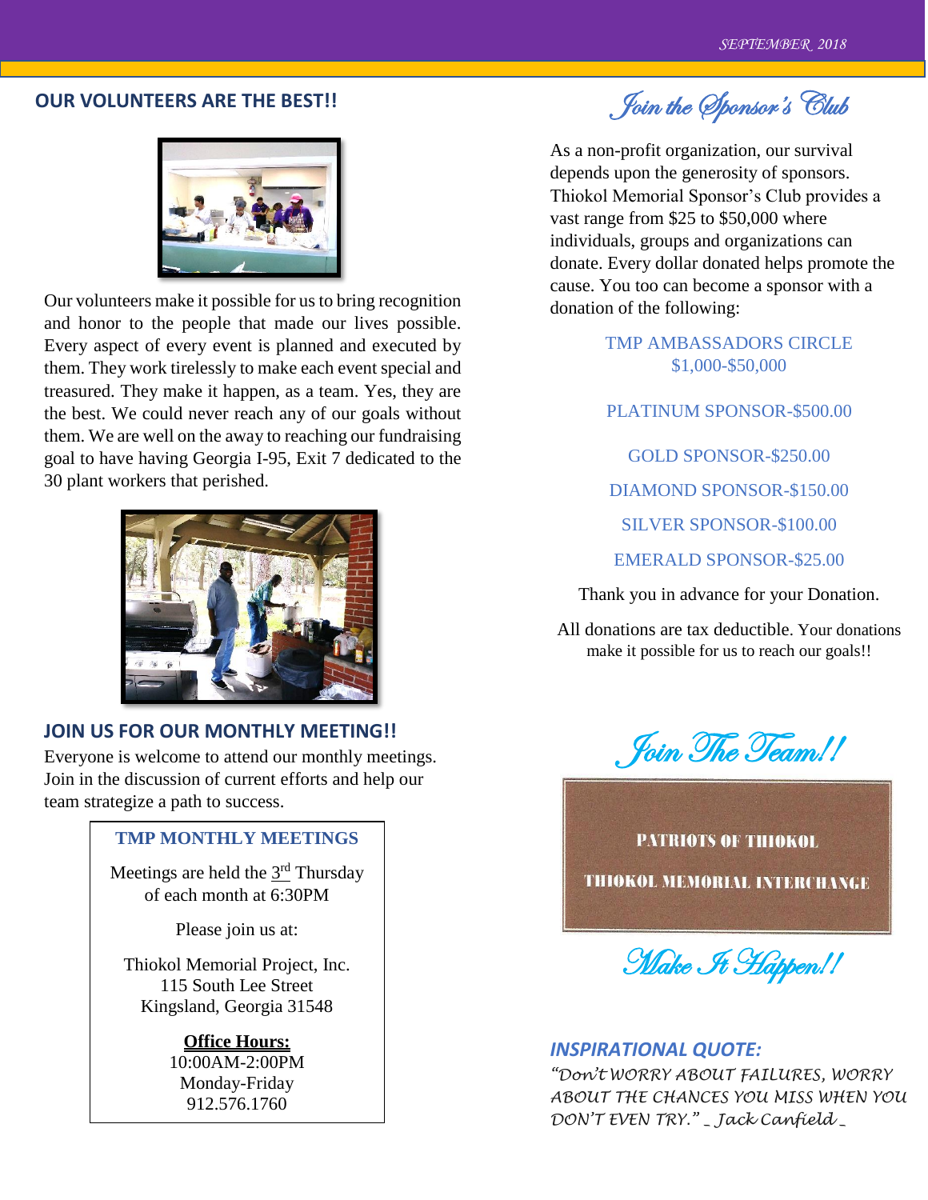## OUR VOLUNTEERS ARE THE BEST!!

Our volunteers make it possible for us to bring recognition and honor to the people that made our lives possible. Every aspect of every event is planned and executed by them. They work tirelessly to make each event special and treasured. They make it happen, as a team. Yes, they are the best. We could never reach any of our goals without them. We are well on the away to reaching our fundraising goal to have having Georgia I-95, Exit 7 dedicated to the 30 plant workers that perished.

## JOIN US FOR OUR MONTHLY MEETING!!

Everyone is welcome to attend our monthly meetings. Join in the discussion of current efforts and help our team strategize a path to success.

**TMP MONTHLY MEETINGS**

Meetings are held the 3rd Thursday of each month at 6:30PM

Please join us at:

Thiokol Memorial Project, Inc.
115 South Lee Street
Kingsland, Georgia 31548

**Office Hours:**
10:00AM-2:00PM
Monday-Friday
912.576.1760

## *Join the Sponsor's Club*

As a non-profit organization, our survival depends upon the generosity of sponsors. Thiokol Memorial Sponsor's Club provides a vast range from $25 to $50,000 where individuals, groups and organizations can donate. Every dollar donated helps promote the cause. You too can become a sponsor with a donation of the following:

TMP AMBASSADORS CIRCLE
$1,000-$50,000

PLATINUM SPONSOR-$500.00

GOLD SPONSOR-$250.00

DIAMOND SPONSOR-$150.00

SILVER SPONSOR-$100.00

EMERALD SPONSOR-$25.00

Thank you in advance for your Donation.

All donations are tax deductible. Your donations make it possible for us to reach our goals!!

## *Join The Team!!*

PATRIOTS OF THIOKOL

THIOKOL MEMORIAL INTERCHANGE

*Make It Happen!!*

### *INSPIRATIONAL QUOTE:*

*"Don't WORRY ABOUT FAILURES, WORRY ABOUT THE CHANCES YOU MISS WHEN YOU DON'T EVEN TRY." _ Jack Canfield _*